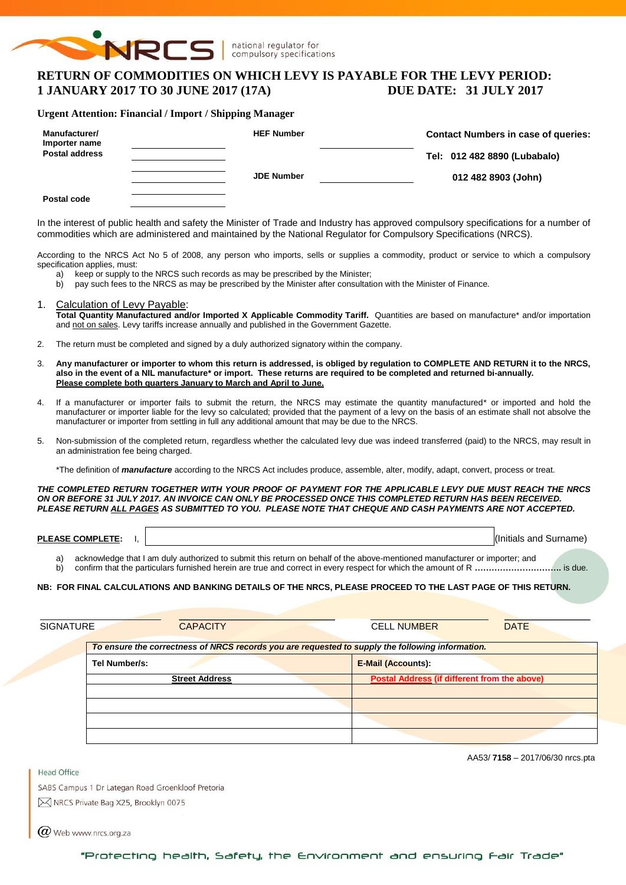NRCS national regulator for compulsory specifications

# RETURN OF COMMODITIES ON WHICH LEVY IS PAYABLE FOR THE LEVY PERIOD: 1 JANUARY 2017 TO 30 JUNE 2017 (17A) DUE DATE: 31 JULY 2017

**Urgent Attention: Financial / Import / Shipping Manager**

| | | | | |
|---|---|---|---|---|
| **Manufacturer/ Importer name** | ____________ | **HEF Number** | ____________ | **Contact Numbers in case of queries:** |
| **Postal address** | ____________ | | | **Tel: 012 482 8890 (Lubabalo)** |
| | ____________ | **JDE Number** | ____________ | **012 482 8903 (John)** |
| **Postal code** | ____________ | | | |

In the interest of public health and safety the Minister of Trade and Industry has approved compulsory specifications for a number of commodities which are administered and maintained by the National Regulator for Compulsory Specifications (NRCS).

According to the NRCS Act No 5 of 2008, any person who imports, sells or supplies a commodity, product or service to which a compulsory specification applies, must:

a) keep or supply to the NRCS such records as may be prescribed by the Minister;
b) pay such fees to the NRCS as may be prescribed by the Minister after consultation with the Minister of Finance.

1. Calculation of Levy Payable:
   **Total Quantity Manufactured and/or Imported X Applicable Commodity Tariff.** Quantities are based on manufacture* and/or importation and not on sales. Levy tariffs increase annually and published in the Government Gazette.

2. The return must be completed and signed by a duly authorized signatory within the company.

3. **Any manufacturer or importer to whom this return is addressed, is obliged by regulation to COMPLETE AND RETURN it to the NRCS, also in the event of a NIL manufacture* or import. These returns are required to be completed and returned bi-annually. Please complete both quarters January to March and April to June.**

4. If a manufacturer or importer fails to submit the return, the NRCS may estimate the quantity manufactured* or imported and hold the manufacturer or importer liable for the levy so calculated; provided that the payment of a levy on the basis of an estimate shall not absolve the manufacturer or importer from settling in full any additional amount that may be due to the NRCS.

5. Non-submission of the completed return, regardless whether the calculated levy due was indeed transferred (paid) to the NRCS, may result in an administration fee being charged.

   *The definition of ***manufacture*** according to the NRCS Act includes produce, assemble, alter, modify, adapt, convert, process or treat.

***THE COMPLETED RETURN TOGETHER WITH YOUR PROOF OF PAYMENT FOR THE APPLICABLE LEVY DUE MUST REACH THE NRCS ON OR BEFORE 31 JULY 2017. AN INVOICE CAN ONLY BE PROCESSED ONCE THIS COMPLETED RETURN HAS BEEN RECEIVED. PLEASE RETURN ALL PAGES AS SUBMITTED TO YOU. PLEASE NOTE THAT CHEQUE AND CASH PAYMENTS ARE NOT ACCEPTED.***

**PLEASE COMPLETE:** I, ______________________________ (Initials and Surname)

a) acknowledge that I am duly authorized to submit this return on behalf of the above-mentioned manufacturer or importer; and
b) confirm that the particulars furnished herein are true and correct in every respect for which the amount of R .............................. is due.

**NB: FOR FINAL CALCULATIONS AND BANKING DETAILS OF THE NRCS, PLEASE PROCEED TO THE LAST PAGE OF THIS RETURN.**

| SIGNATURE | CAPACITY | CELL NUMBER | DATE |
|---|---|---|---|

| ***To ensure the correctness of NRCS records you are requested to supply the following information.*** | |
|---|---|
| **Tel Number/s:** | **E-Mail (Accounts):** |
| **Street Address** | **Postal Address (if different from the above)** |
| | |
| | |
| | |
| | |

AA53/ **7158** – 2017/06/30 nrcs.pta

Head Office
SABS Campus 1 Dr Lategan Road Groenkloof Pretoria
NRCS Private Bag X25, Brooklyn 0075
Web www.nrcs.org.za

"Protecting health, Safety, the Environment and ensuring Fair Trade"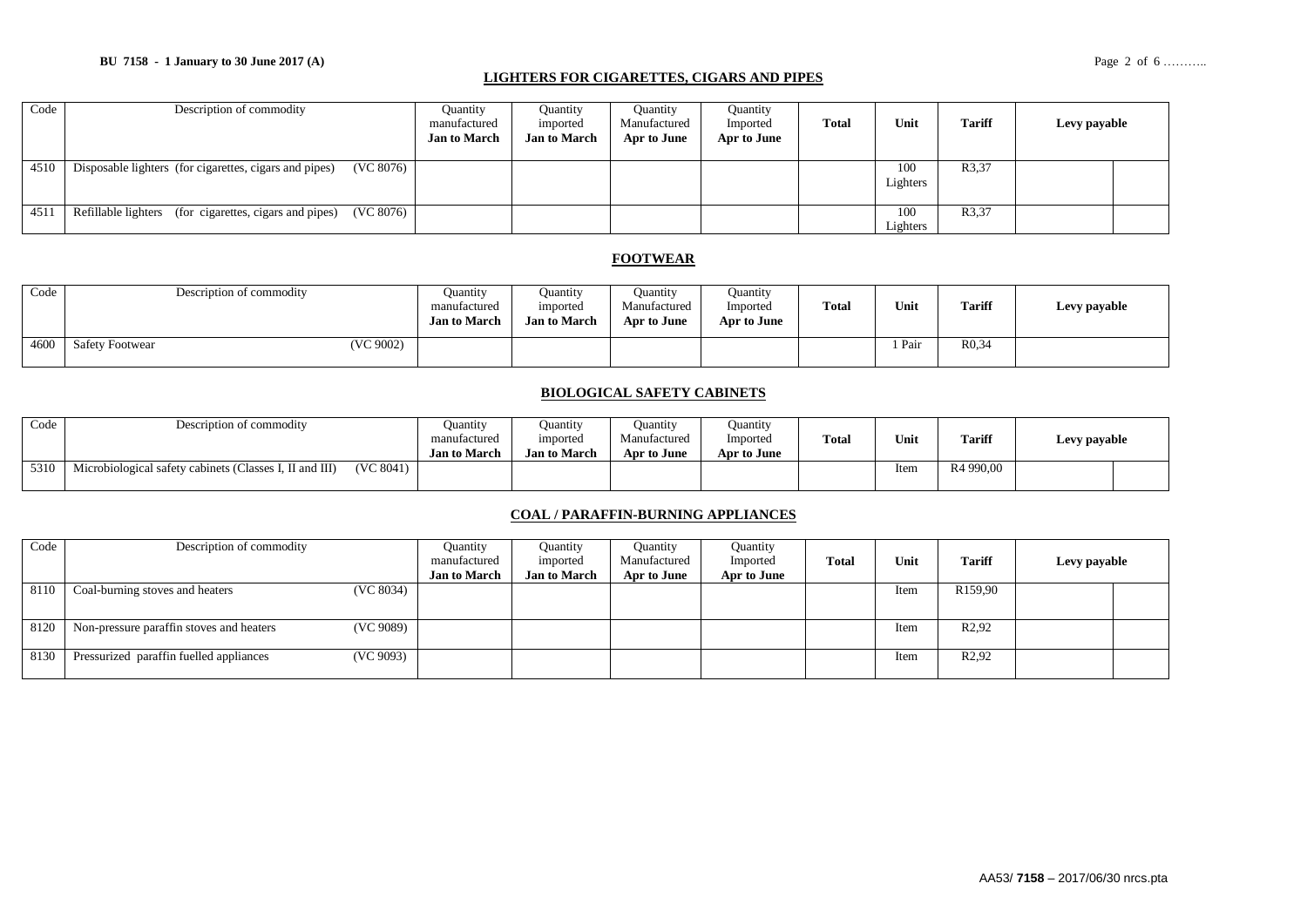## LIGHTERS FOR CIGARETTES, CIGARS AND PIPES

| Code | Description of commodity | Quantity manufactured **Jan to March** | Quantity imported **Jan to March** | Quantity Manufactured **Apr to June** | Quantity Imported **Apr to June** | **Total** | **Unit** | **Tariff** | **Levy payable** | |
|---|---|---|---|---|---|---|---|---|---|---|
| 4510 | Disposable lighters (for cigarettes, cigars and pipes) (VC 8076) | | | | | | 100 Lighters | R3,37 | | |
| 4511 | Refillable lighters (for cigarettes, cigars and pipes) (VC 8076) | | | | | | 100 Lighters | R3,37 | | |

## FOOTWEAR

| Code | Description of commodity | Quantity manufactured **Jan to March** | Quantity imported **Jan to March** | Quantity Manufactured **Apr to June** | Quantity Imported **Apr to June** | **Total** | **Unit** | **Tariff** | **Levy payable** |
|---|---|---|---|---|---|---|---|---|---|
| 4600 | Safety Footwear (VC 9002) | | | | | | 1 Pair | R0,34 | |

## BIOLOGICAL SAFETY CABINETS

| Code | Description of commodity | Quantity manufactured **Jan to March** | Quantity imported **Jan to March** | Quantity Manufactured **Apr to June** | Quantity Imported **Apr to June** | **Total** | **Unit** | **Tariff** | **Levy payable** | |
|---|---|---|---|---|---|---|---|---|---|---|
| 5310 | Microbiological safety cabinets (Classes I, II and III) (VC 8041) | | | | | | Item | R4 990,00 | | |

## COAL / PARAFFIN-BURNING APPLIANCES

| Code | Description of commodity | Quantity manufactured **Jan to March** | Quantity imported **Jan to March** | Quantity Manufactured **Apr to June** | Quantity Imported **Apr to June** | **Total** | **Unit** | **Tariff** | **Levy payable** | |
|---|---|---|---|---|---|---|---|---|---|---|
| 8110 | Coal-burning stoves and heaters (VC 8034) | | | | | | Item | R159,90 | | |
| 8120 | Non-pressure paraffin stoves and heaters (VC 9089) | | | | | | Item | R2,92 | | |
| 8130 | Pressurized paraffin fuelled appliances (VC 9093) | | | | | | Item | R2,92 | | |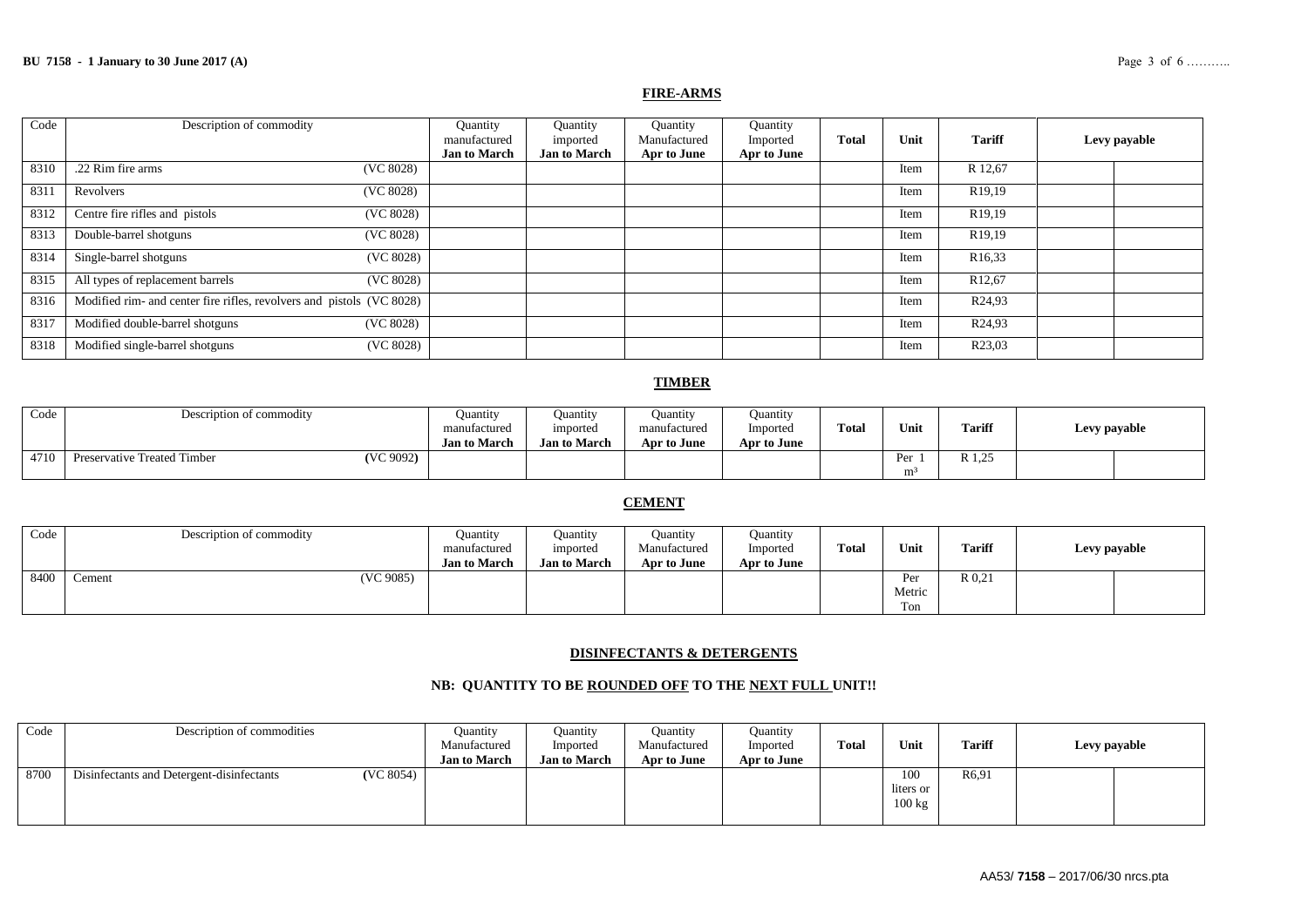## FIRE-ARMS

| Code | Description of commodity | Quantity manufactured **Jan to March** | Quantity imported **Jan to March** | Quantity Manufactured **Apr to June** | Quantity Imported **Apr to June** | **Total** | **Unit** | **Tariff** | **Levy payable** | |
|---|---|---|---|---|---|---|---|---|---|---|
| 8310 | .22 Rim fire arms (VC 8028) | | | | | | Item | R 12,67 | | |
| 8311 | Revolvers (VC 8028) | | | | | | Item | R19,19 | | |
| 8312 | Centre fire rifles and pistols (VC 8028) | | | | | | Item | R19,19 | | |
| 8313 | Double-barrel shotguns (VC 8028) | | | | | | Item | R19,19 | | |
| 8314 | Single-barrel shotguns (VC 8028) | | | | | | Item | R16,33 | | |
| 8315 | All types of replacement barrels (VC 8028) | | | | | | Item | R12,67 | | |
| 8316 | Modified rim- and center fire rifles, revolvers and pistols (VC 8028) | | | | | | Item | R24,93 | | |
| 8317 | Modified double-barrel shotguns (VC 8028) | | | | | | Item | R24,93 | | |
| 8318 | Modified single-barrel shotguns (VC 8028) | | | | | | Item | R23,03 | | |

## TIMBER

| Code | Description of commodity | Quantity manufactured **Jan to March** | Quantity imported **Jan to March** | Quantity manufactured **Apr to June** | Quantity Imported **Apr to June** | **Total** | **Unit** | **Tariff** | **Levy payable** | |
|---|---|---|---|---|---|---|---|---|---|---|
| 4710 | Preservative Treated Timber **(**VC 9092**)** | | | | | | Per 1 $m^3$ | R 1,25 | | |

## CEMENT

| Code | Description of commodity | Quantity manufactured **Jan to March** | Quantity imported **Jan to March** | Quantity Manufactured **Apr to June** | Quantity Imported **Apr to June** | **Total** | **Unit** | **Tariff** | **Levy payable** | |
|---|---|---|---|---|---|---|---|---|---|---|
| 8400 | Cement (VC 9085) | | | | | | Per Metric Ton | R 0,21 | | |

## DISINFECTANTS & DETERGENTS

### NB: QUANTITY TO BE ROUNDED OFF TO THE NEXT FULL UNIT!!

| Code | Description of commodities | Quantity Manufactured **Jan to March** | Quantity Imported **Jan to March** | Quantity Manufactured **Apr to June** | Quantity Imported **Apr to June** | **Total** | **Unit** | **Tariff** | **Levy payable** | |
|---|---|---|---|---|---|---|---|---|---|---|
| 8700 | Disinfectants and Detergent-disinfectants **(**VC 8054) | | | | | | 100 liters or 100 kg | R6,91 | | |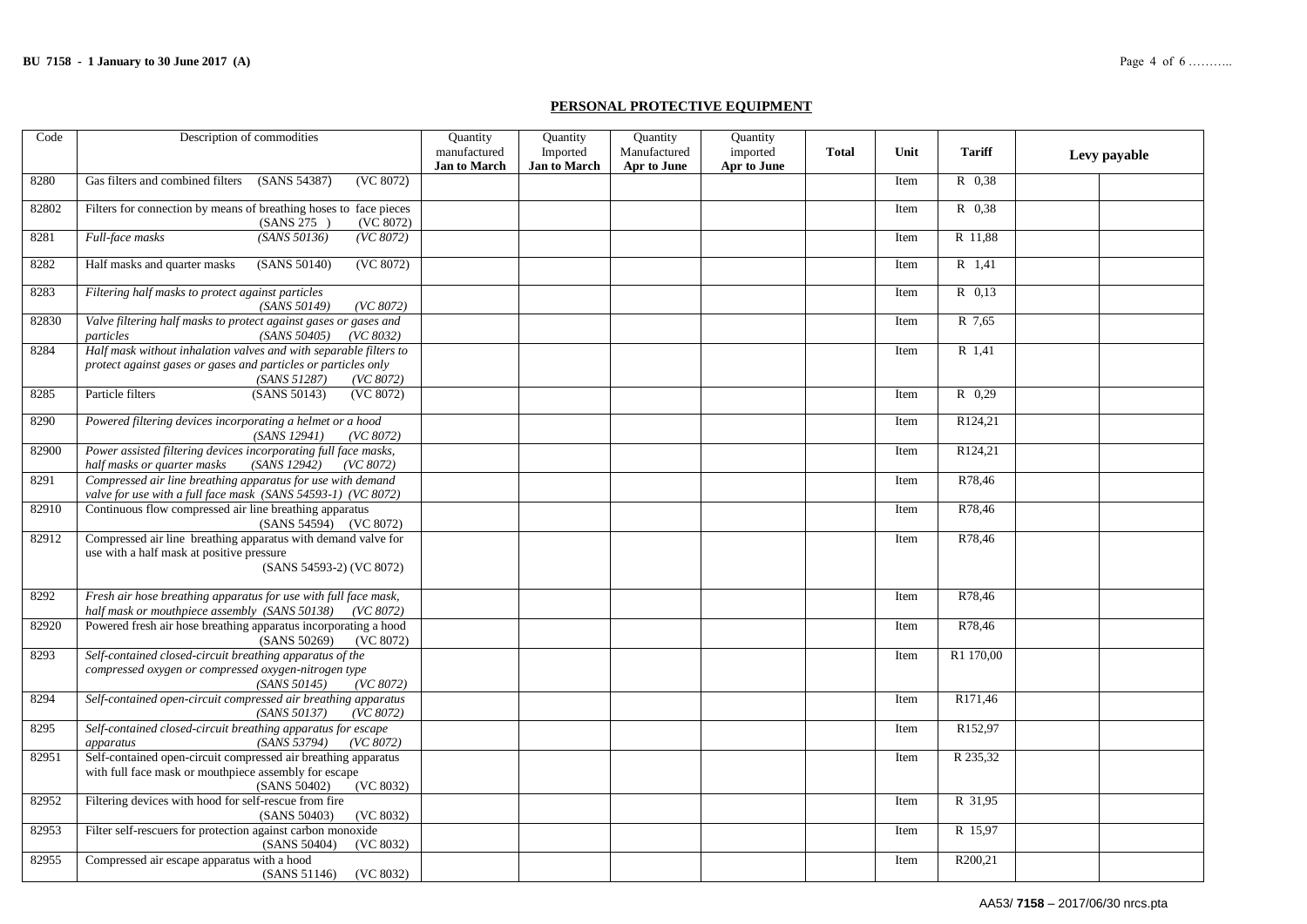## PERSONAL PROTECTIVE EQUIPMENT

| Code | Description of commodities | Quantity manufactured **Jan to March** | Quantity Imported **Jan to March** | Quantity Manufactured **Apr to June** | Quantity imported **Apr to June** | **Total** | Unit | **Tariff** | **Levy payable** | |
|---|---|---|---|---|---|---|---|---|---|---|
| 8280 | Gas filters and combined filters (SANS 54387) (VC 8072) | | | | | | Item | R 0,38 | | |
| 82802 | Filters for connection by means of breathing hoses to face pieces (SANS 275 ) (VC 8072) | | | | | | Item | R 0,38 | | |
| 8281 | *Full-face masks (SANS 50136) (VC 8072)* | | | | | | Item | R 11,88 | | |
| 8282 | Half masks and quarter masks (SANS 50140) (VC 8072) | | | | | | Item | R 1,41 | | |
| 8283 | *Filtering half masks to protect against particles (SANS 50149) (VC 8072)* | | | | | | Item | R 0,13 | | |
| 82830 | *Valve filtering half masks to protect against gases or gases and particles (SANS 50405) (VC 8032)* | | | | | | Item | R 7,65 | | |
| 8284 | *Half mask without inhalation valves and with separable filters to protect against gases or gases and particles or particles only (SANS 51287) (VC 8072)* | | | | | | Item | R 1,41 | | |
| 8285 | Particle filters (SANS 50143) (VC 8072) | | | | | | Item | R 0,29 | | |
| 8290 | *Powered filtering devices incorporating a helmet or a hood (SANS 12941) (VC 8072)* | | | | | | Item | R124,21 | | |
| 82900 | *Power assisted filtering devices incorporating full face masks, half masks or quarter masks (SANS 12942) (VC 8072)* | | | | | | Item | R124,21 | | |
| 8291 | *Compressed air line breathing apparatus for use with demand valve for use with a full face mask (SANS 54593-1) (VC 8072)* | | | | | | Item | R78,46 | | |
| 82910 | Continuous flow compressed air line breathing apparatus (SANS 54594) (VC 8072) | | | | | | Item | R78,46 | | |
| 82912 | Compressed air line breathing apparatus with demand valve for use with a half mask at positive pressure (SANS 54593-2) (VC 8072) | | | | | | Item | R78,46 | | |
| 8292 | *Fresh air hose breathing apparatus for use with full face mask, half mask or mouthpiece assembly (SANS 50138) (VC 8072)* | | | | | | Item | R78,46 | | |
| 82920 | Powered fresh air hose breathing apparatus incorporating a hood (SANS 50269) (VC 8072) | | | | | | Item | R78,46 | | |
| 8293 | *Self-contained closed-circuit breathing apparatus of the compressed oxygen or compressed oxygen-nitrogen type (SANS 50145) (VC 8072)* | | | | | | Item | R1 170,00 | | |
| 8294 | *Self-contained open-circuit compressed air breathing apparatus (SANS 50137) (VC 8072)* | | | | | | Item | R171,46 | | |
| 8295 | *Self-contained closed-circuit breathing apparatus for escape apparatus (SANS 53794) (VC 8072)* | | | | | | Item | R152,97 | | |
| 82951 | Self-contained open-circuit compressed air breathing apparatus with full face mask or mouthpiece assembly for escape (SANS 50402) (VC 8032) | | | | | | Item | R 235,32 | | |
| 82952 | Filtering devices with hood for self-rescue from fire (SANS 50403) (VC 8032) | | | | | | Item | R 31,95 | | |
| 82953 | Filter self-rescuers for protection against carbon monoxide (SANS 50404) (VC 8032) | | | | | | Item | R 15,97 | | |
| 82955 | Compressed air escape apparatus with a hood (SANS 51146) (VC 8032) | | | | | | Item | R200,21 | | |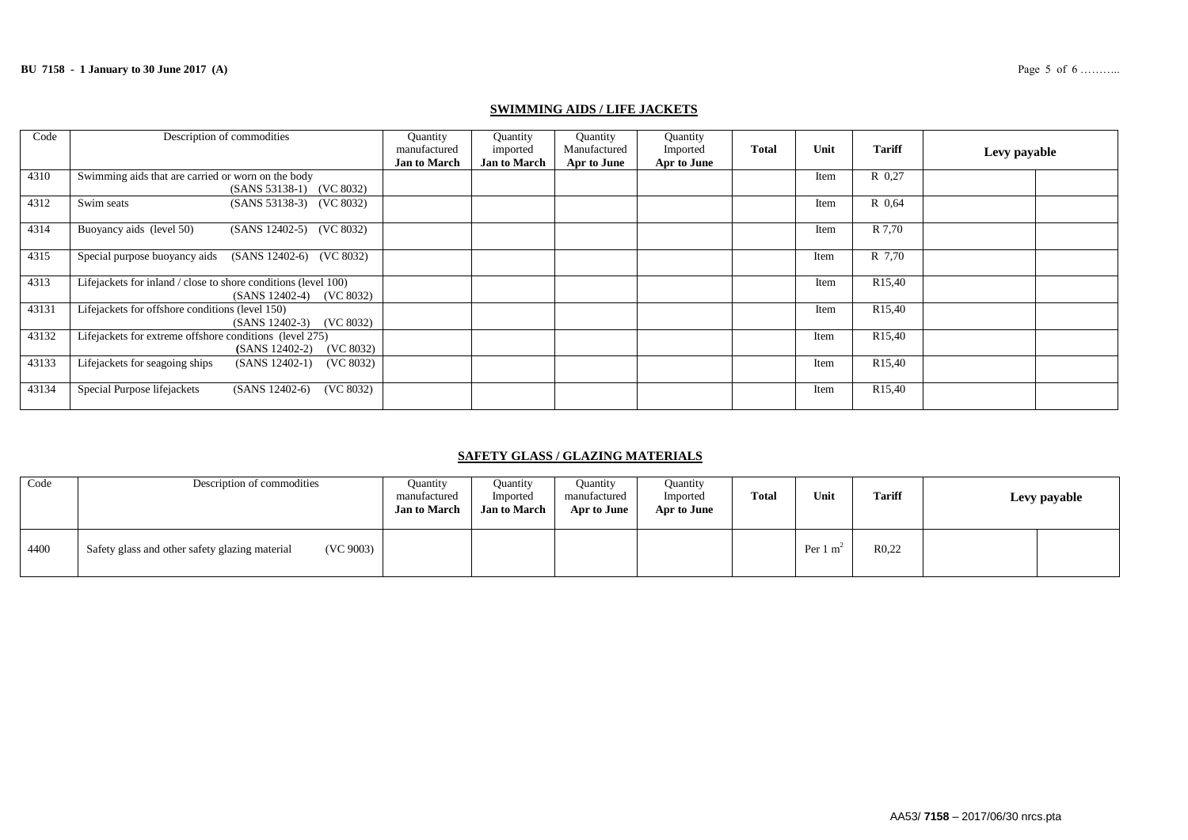## SWIMMING AIDS / LIFE JACKETS

| Code | Description of commodities | Quantity manufactured **Jan to March** | Quantity imported **Jan to March** | Quantity Manufactured **Apr to June** | Quantity Imported **Apr to June** | **Total** | Unit | **Tariff** | **Levy payable** | |
|---|---|---|---|---|---|---|---|---|---|---|
| 4310 | Swimming aids that are carried or worn on the body (SANS 53138-1) (VC 8032) | | | | | | Item | R 0,27 | | |
| 4312 | Swim seats (SANS 53138-3) (VC 8032) | | | | | | Item | R 0,64 | | |
| 4314 | Buoyancy aids (level 50) (SANS 12402-5) (VC 8032) | | | | | | Item | R 7,70 | | |
| 4315 | Special purpose buoyancy aids (SANS 12402-6) (VC 8032) | | | | | | Item | R 7,70 | | |
| 4313 | Lifejackets for inland / close to shore conditions (level 100) (SANS 12402-4) (VC 8032) | | | | | | Item | R15,40 | | |
| 43131 | Lifejackets for offshore conditions (level 150) (SANS 12402-3) (VC 8032) | | | | | | Item | R15,40 | | |
| 43132 | Lifejackets for extreme offshore conditions (level 275) (SANS 12402-2) (VC 8032) | | | | | | Item | R15,40 | | |
| 43133 | Lifejackets for seagoing ships (SANS 12402-1) (VC 8032) | | | | | | Item | R15,40 | | |
| 43134 | Special Purpose lifejackets (SANS 12402-6) (VC 8032) | | | | | | Item | R15,40 | | |

## SAFETY GLASS / GLAZING MATERIALS

| Code | Description of commodities | Quantity manufactured **Jan to March** | Quantity Imported **Jan to March** | Quantity manufactured **Apr to June** | Quantity Imported **Apr to June** | **Total** | **Unit** | **Tariff** | **Levy payable** | |
|---|---|---|---|---|---|---|---|---|---|---|
| 4400 | Safety glass and other safety glazing material (VC 9003) | | | | | | Per 1 $m^2$ | R0,22 | | |

AA53/ **7158** – 2017/06/30 nrcs.pta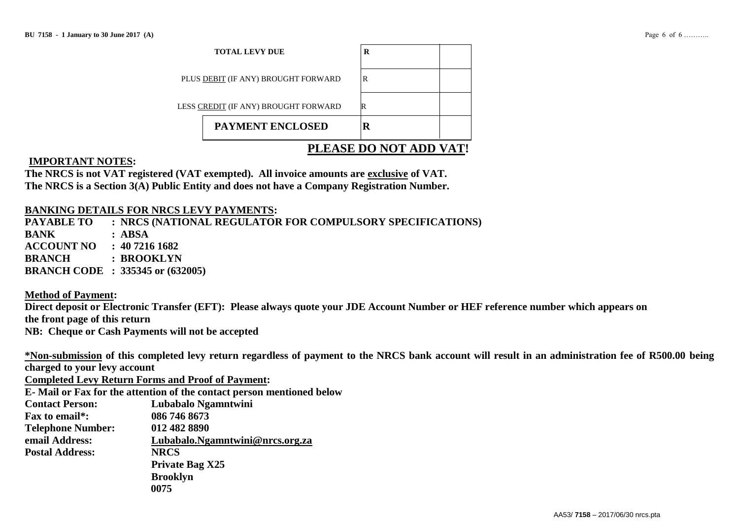| | | |
|---|---|---|
| **TOTAL LEVY DUE** | **R** | |
| PLUS DEBIT (IF ANY) BROUGHT FORWARD | R | |
| LESS CREDIT (IF ANY) BROUGHT FORWARD | R | |
| **PAYMENT ENCLOSED** | **R** | |

**PLEASE DO NOT ADD VAT!**

**IMPORTANT NOTES:**

**The NRCS is not VAT registered (VAT exempted). All invoice amounts are exclusive of VAT.**
**The NRCS is a Section 3(A) Public Entity and does not have a Company Registration Number.**

**BANKING DETAILS FOR NRCS LEVY PAYMENTS:**

**PAYABLE TO : NRCS (NATIONAL REGULATOR FOR COMPULSORY SPECIFICATIONS)**
**BANK : ABSA**
**ACCOUNT NO : 40 7216 1682**
**BRANCH : BROOKLYN**
**BRANCH CODE : 335345 or (632005)**

**Method of Payment:**

**Direct deposit or Electronic Transfer (EFT): Please always quote your JDE Account Number or HEF reference number which appears on the front page of this return**
**NB: Cheque or Cash Payments will not be accepted**

***Non-submission of this completed levy return regardless of payment to the NRCS bank account will result in an administration fee of R500.00 being charged to your levy account**

**Completed Levy Return Forms and Proof of Payment:**

**E- Mail or Fax for the attention of the contact person mentioned below**

**Contact Person:** **Lubabalo Ngamntwini**
**Fax to email*:** **086 746 8673**
**Telephone Number:** **012 482 8890**
**email Address:** **Lubabalo.Ngamntwini@nrcs.org.za**
**Postal Address:** **NRCS**
**Private Bag X25**
**Brooklyn**
**0075**